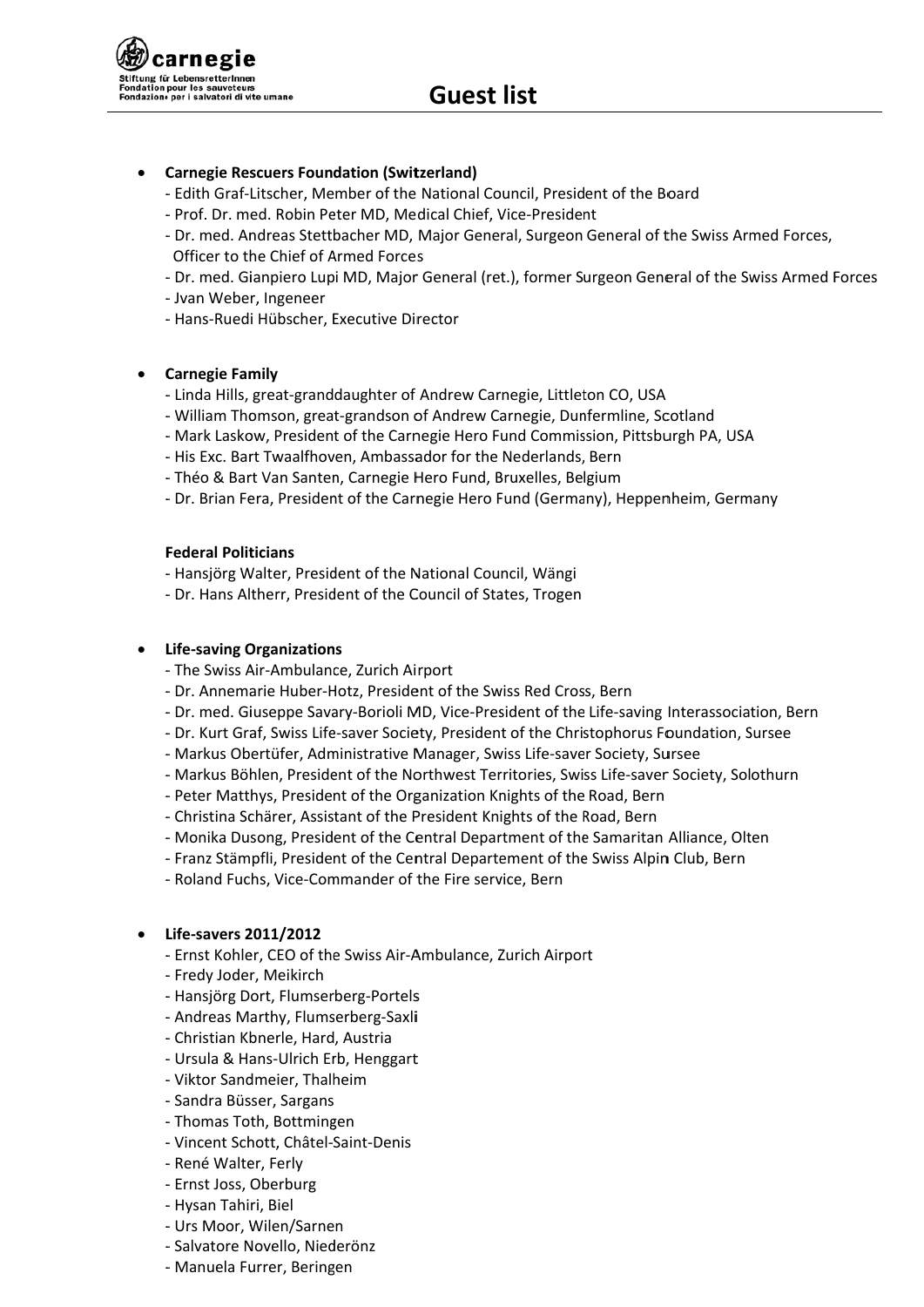# Guest list

- **Carnegie Rescuers Foundation (Switzerland)**
  - Edith Graf-Litscher, Member of the National Council, President of the Board
  - Prof. Dr. med. Robin Peter MD, Medical Chief, Vice-President
  - Dr. med. Andreas Stettbacher MD, Major General, Surgeon General of the Swiss Armed Forces, Officer to the Chief of Armed Forces
  - Dr. med. Gianpiero Lupi MD, Major General (ret.), former Surgeon General of the Swiss Armed Forces
  - Jvan Weber, Ingeneer
  - Hans-Ruedi Hübscher, Executive Director

- **Carnegie Family**
  - Linda Hills, great-granddaughter of Andrew Carnegie, Littleton CO, USA
  - William Thomson, great-grandson of Andrew Carnegie, Dunfermline, Scotland
  - Mark Laskow, President of the Carnegie Hero Fund Commission, Pittsburgh PA, USA
  - His Exc. Bart Twaalfhoven, Ambassador for the Nederlands, Bern
  - Théo & Bart Van Santen, Carnegie Hero Fund, Bruxelles, Belgium
  - Dr. Brian Fera, President of the Carnegie Hero Fund (Germany), Heppenheim, Germany

**Federal Politicians**

- Hansjörg Walter, President of the National Council, Wängi
- Dr. Hans Altherr, President of the Council of States, Trogen

- **Life-saving Organizations**
  - The Swiss Air-Ambulance, Zurich Airport
  - Dr. Annemarie Huber-Hotz, President of the Swiss Red Cross, Bern
  - Dr. med. Giuseppe Savary-Borioli MD, Vice-President of the Life-saving Interassociation, Bern
  - Dr. Kurt Graf, Swiss Life-saver Society, President of the Christophorus Foundation, Sursee
  - Markus Obertüfer, Administrative Manager, Swiss Life-saver Society, Sursee
  - Markus Böhlen, President of the Northwest Territories, Swiss Life-saver Society, Solothurn
  - Peter Matthys, President of the Organization Knights of the Road, Bern
  - Christina Schärer, Assistant of the President Knights of the Road, Bern
  - Monika Dusong, President of the Central Department of the Samaritan Alliance, Olten
  - Franz Stämpfli, President of the Central Departement of the Swiss Alpin Club, Bern
  - Roland Fuchs, Vice-Commander of the Fire service, Bern

- **Life-savers 2011/2012**
  - Ernst Kohler, CEO of the Swiss Air-Ambulance, Zurich Airport
  - Fredy Joder, Meikirch
  - Hansjörg Dort, Flumserberg-Portels
  - Andreas Marthy, Flumserberg-Saxli
  - Christian Kbnerle, Hard, Austria
  - Ursula & Hans-Ulrich Erb, Henggart
  - Viktor Sandmeier, Thalheim
  - Sandra Büsser, Sargans
  - Thomas Toth, Bottmingen
  - Vincent Schott, Châtel-Saint-Denis
  - René Walter, Ferly
  - Ernst Joss, Oberburg
  - Hysan Tahiri, Biel
  - Urs Moor, Wilen/Sarnen
  - Salvatore Novello, Niederönz
  - Manuela Furrer, Beringen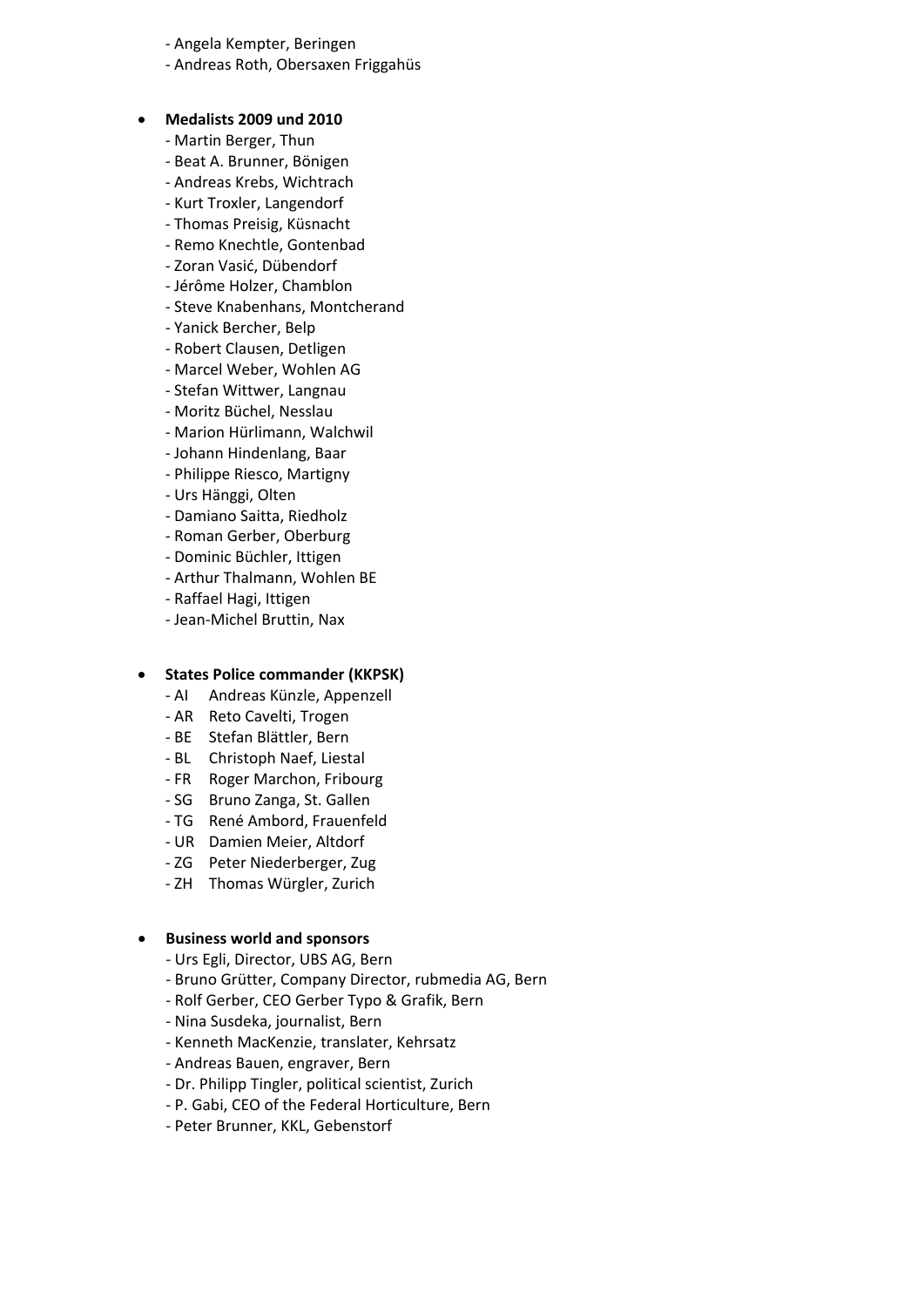- Angela Kempter, Beringen
- Andreas Roth, Obersaxen Friggahüs

- **Medalists 2009 und 2010**
  - Martin Berger, Thun
  - Beat A. Brunner, Bönigen
  - Andreas Krebs, Wichtrach
  - Kurt Troxler, Langendorf
  - Thomas Preisig, Küsnacht
  - Remo Knechtle, Gontenbad
  - Zoran Vasić, Dübendorf
  - Jérôme Holzer, Chamblon
  - Steve Knabenhans, Montcherand
  - Yanick Bercher, Belp
  - Robert Clausen, Detligen
  - Marcel Weber, Wohlen AG
  - Stefan Wittwer, Langnau
  - Moritz Büchel, Nesslau
  - Marion Hürlimann, Walchwil
  - Johann Hindenlang, Baar
  - Philippe Riesco, Martigny
  - Urs Hänggi, Olten
  - Damiano Saitta, Riedholz
  - Roman Gerber, Oberburg
  - Dominic Büchler, Ittigen
  - Arthur Thalmann, Wohlen BE
  - Raffael Hagi, Ittigen
  - Jean-Michel Bruttin, Nax

- **States Police commander (KKPSK)**
  - AI Andreas Künzle, Appenzell
  - AR Reto Cavelti, Trogen
  - BE Stefan Blättler, Bern
  - BL Christoph Naef, Liestal
  - FR Roger Marchon, Fribourg
  - SG Bruno Zanga, St. Gallen
  - TG René Ambord, Frauenfeld
  - UR Damien Meier, Altdorf
  - ZG Peter Niederberger, Zug
  - ZH Thomas Würgler, Zurich

- **Business world and sponsors**
  - Urs Egli, Director, UBS AG, Bern
  - Bruno Grütter, Company Director, rubmedia AG, Bern
  - Rolf Gerber, CEO Gerber Typo & Grafik, Bern
  - Nina Susdeka, journalist, Bern
  - Kenneth MacKenzie, translater, Kehrsatz
  - Andreas Bauen, engraver, Bern
  - Dr. Philipp Tingler, political scientist, Zurich
  - P. Gabi, CEO of the Federal Horticulture, Bern
  - Peter Brunner, KKL, Gebenstorf